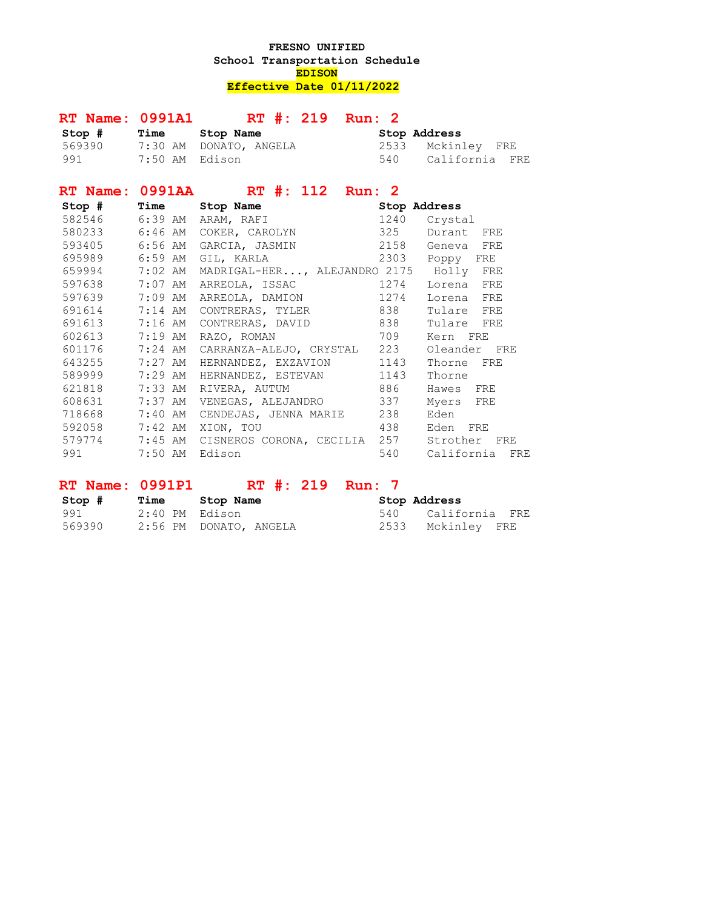**FRESNO UNIFIED**
**School Transportation Schedule**
**EDISON**
**Effective Date 01/11/2022**

## RT Name: 0991A1 RT #: 219 Run: 2

| Stop # | Time | Stop Name | Stop Address |
|---|---|---|---|
| 569390 | 7:30 AM | DONATO, ANGELA | 2533 Mckinley FRE |
| 991 | 7:50 AM | Edison | 540 California FRE |

## RT Name: 0991AA RT #: 112 Run: 2

| Stop # | Time | Stop Name | Stop Address |
|---|---|---|---|
| 582546 | 6:39 AM | ARAM, RAFI | 1240 Crystal |
| 580233 | 6:46 AM | COKER, CAROLYN | 325 Durant FRE |
| 593405 | 6:56 AM | GARCIA, JASMIN | 2158 Geneva FRE |
| 695989 | 6:59 AM | GIL, KARLA | 2303 Poppy FRE |
| 659994 | 7:02 AM | MADRIGAL-HER..., ALEJANDRO | 2175 Holly FRE |
| 597638 | 7:07 AM | ARREOLA, ISSAC | 1274 Lorena FRE |
| 597639 | 7:09 AM | ARREOLA, DAMION | 1274 Lorena FRE |
| 691614 | 7:14 AM | CONTRERAS, TYLER | 838 Tulare FRE |
| 691613 | 7:16 AM | CONTRERAS, DAVID | 838 Tulare FRE |
| 602613 | 7:19 AM | RAZO, ROMAN | 709 Kern FRE |
| 601176 | 7:24 AM | CARRANZA-ALEJO, CRYSTAL | 223 Oleander FRE |
| 643255 | 7:27 AM | HERNANDEZ, EXZAVION | 1143 Thorne FRE |
| 589999 | 7:29 AM | HERNANDEZ, ESTEVAN | 1143 Thorne |
| 621818 | 7:33 AM | RIVERA, AUTUM | 886 Hawes FRE |
| 608631 | 7:37 AM | VENEGAS, ALEJANDRO | 337 Myers FRE |
| 718668 | 7:40 AM | CENDEJAS, JENNA MARIE | 238 Eden |
| 592058 | 7:42 AM | XION, TOU | 438 Eden FRE |
| 579774 | 7:45 AM | CISNEROS CORONA, CECILIA | 257 Strother FRE |
| 991 | 7:50 AM | Edison | 540 California FRE |

## RT Name: 0991P1 RT #: 219 Run: 7

| Stop # | Time | Stop Name | Stop Address |
|---|---|---|---|
| 991 | 2:40 PM | Edison | 540 California FRE |
| 569390 | 2:56 PM | DONATO, ANGELA | 2533 Mckinley FRE |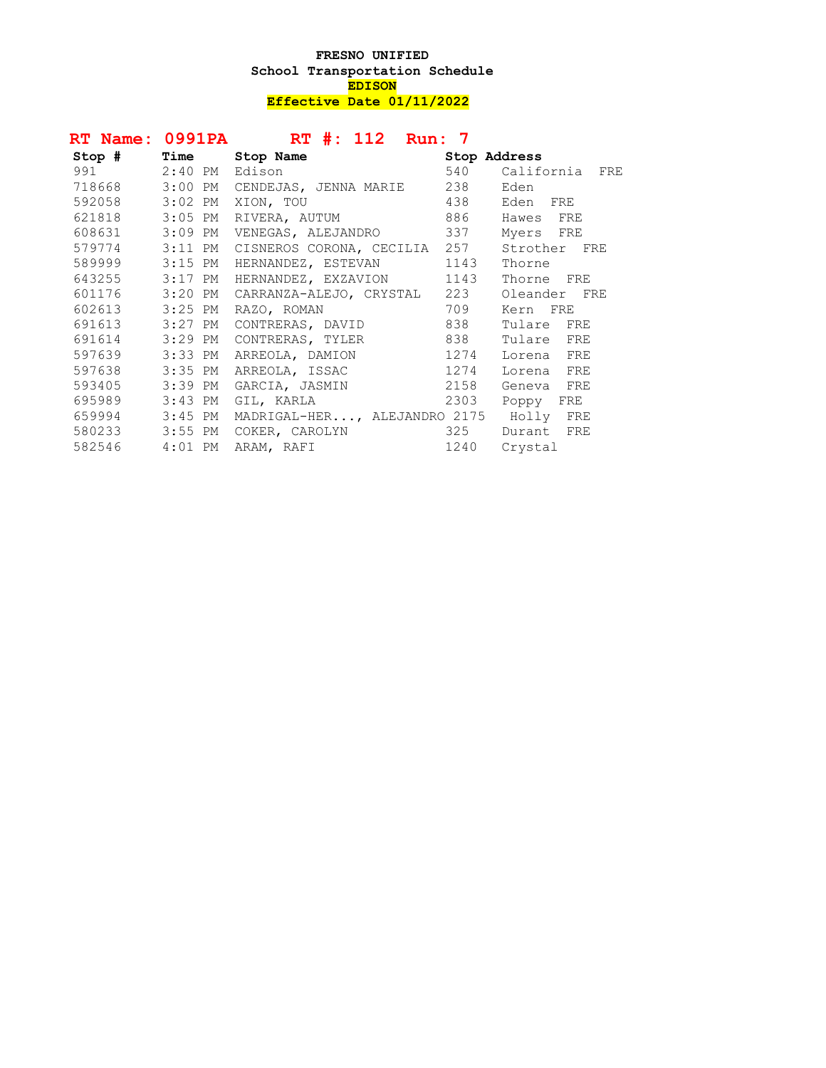**FRESNO UNIFIED**
**School Transportation Schedule**
**EDISON**
**Effective Date 01/11/2022**

## RT Name: 0991PA RT #: 112 Run: 7

| Stop # | Time | Stop Name | Stop Address | |
|---|---|---|---|---|
| 991 | 2:40 PM | Edison | 540 | California FRE |
| 718668 | 3:00 PM | CENDEJAS, JENNA MARIE | 238 | Eden |
| 592058 | 3:02 PM | XION, TOU | 438 | Eden FRE |
| 621818 | 3:05 PM | RIVERA, AUTUM | 886 | Hawes FRE |
| 608631 | 3:09 PM | VENEGAS, ALEJANDRO | 337 | Myers FRE |
| 579774 | 3:11 PM | CISNEROS CORONA, CECILIA | 257 | Strother FRE |
| 589999 | 3:15 PM | HERNANDEZ, ESTEVAN | 1143 | Thorne |
| 643255 | 3:17 PM | HERNANDEZ, EXZAVION | 1143 | Thorne FRE |
| 601176 | 3:20 PM | CARRANZA-ALEJO, CRYSTAL | 223 | Oleander FRE |
| 602613 | 3:25 PM | RAZO, ROMAN | 709 | Kern FRE |
| 691613 | 3:27 PM | CONTRERAS, DAVID | 838 | Tulare FRE |
| 691614 | 3:29 PM | CONTRERAS, TYLER | 838 | Tulare FRE |
| 597639 | 3:33 PM | ARREOLA, DAMION | 1274 | Lorena FRE |
| 597638 | 3:35 PM | ARREOLA, ISSAC | 1274 | Lorena FRE |
| 593405 | 3:39 PM | GARCIA, JASMIN | 2158 | Geneva FRE |
| 695989 | 3:43 PM | GIL, KARLA | 2303 | Poppy FRE |
| 659994 | 3:45 PM | MADRIGAL-HER..., ALEJANDRO | 2175 | Holly FRE |
| 580233 | 3:55 PM | COKER, CAROLYN | 325 | Durant FRE |
| 582546 | 4:01 PM | ARAM, RAFI | 1240 | Crystal |